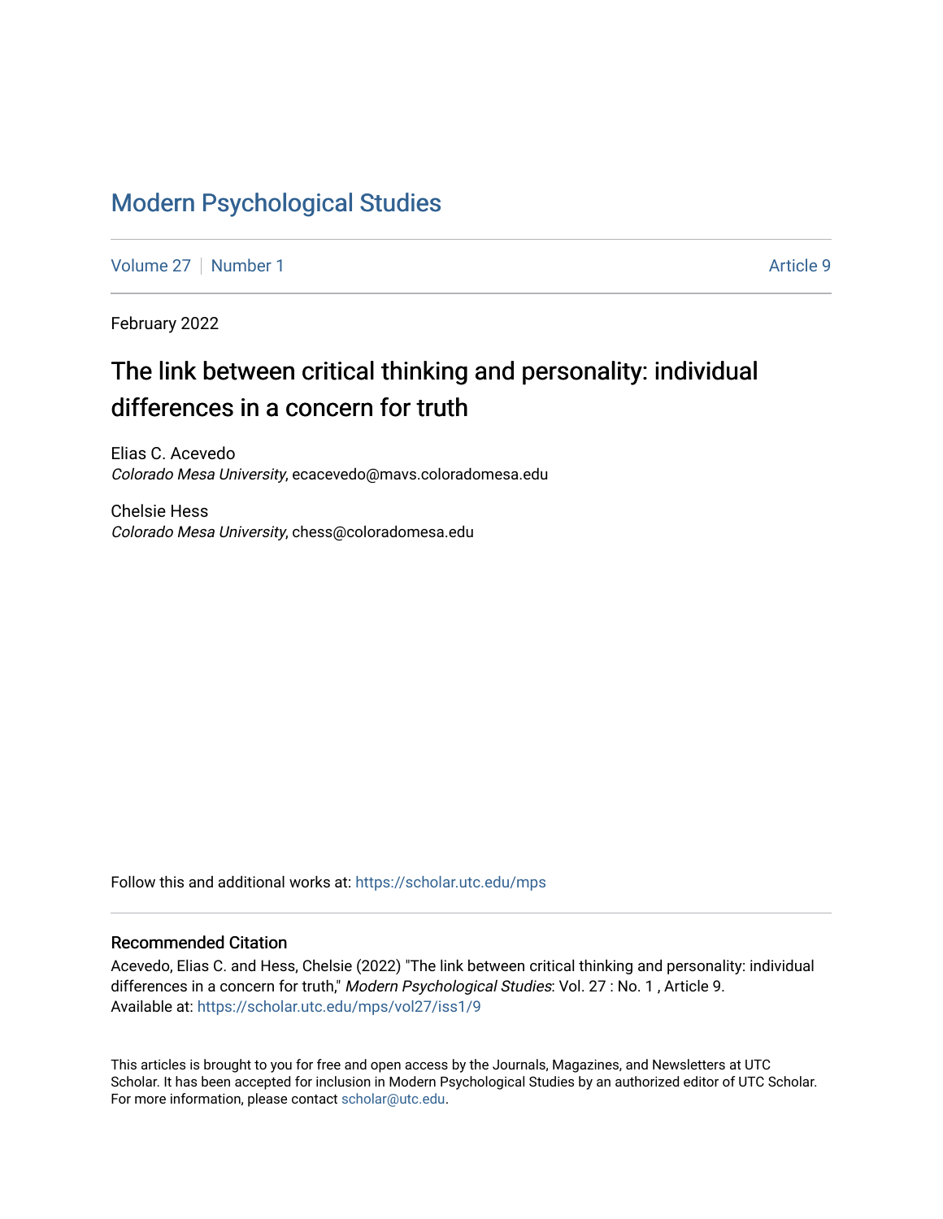# Modern Psychological Studies

Volume 27 | Number 1 Article 9

February 2022

## The link between critical thinking and personality: individual differences in a concern for truth

Elias C. Acevedo
*Colorado Mesa University*, ecacevedo@mavs.coloradomesa.edu

Chelsie Hess
*Colorado Mesa University*, chess@coloradomesa.edu

Follow this and additional works at: https://scholar.utc.edu/mps

### Recommended Citation

Acevedo, Elias C. and Hess, Chelsie (2022) "The link between critical thinking and personality: individual differences in a concern for truth," *Modern Psychological Studies*: Vol. 27 : No. 1 , Article 9.
Available at: https://scholar.utc.edu/mps/vol27/iss1/9

This articles is brought to you for free and open access by the Journals, Magazines, and Newsletters at UTC Scholar. It has been accepted for inclusion in Modern Psychological Studies by an authorized editor of UTC Scholar. For more information, please contact scholar@utc.edu.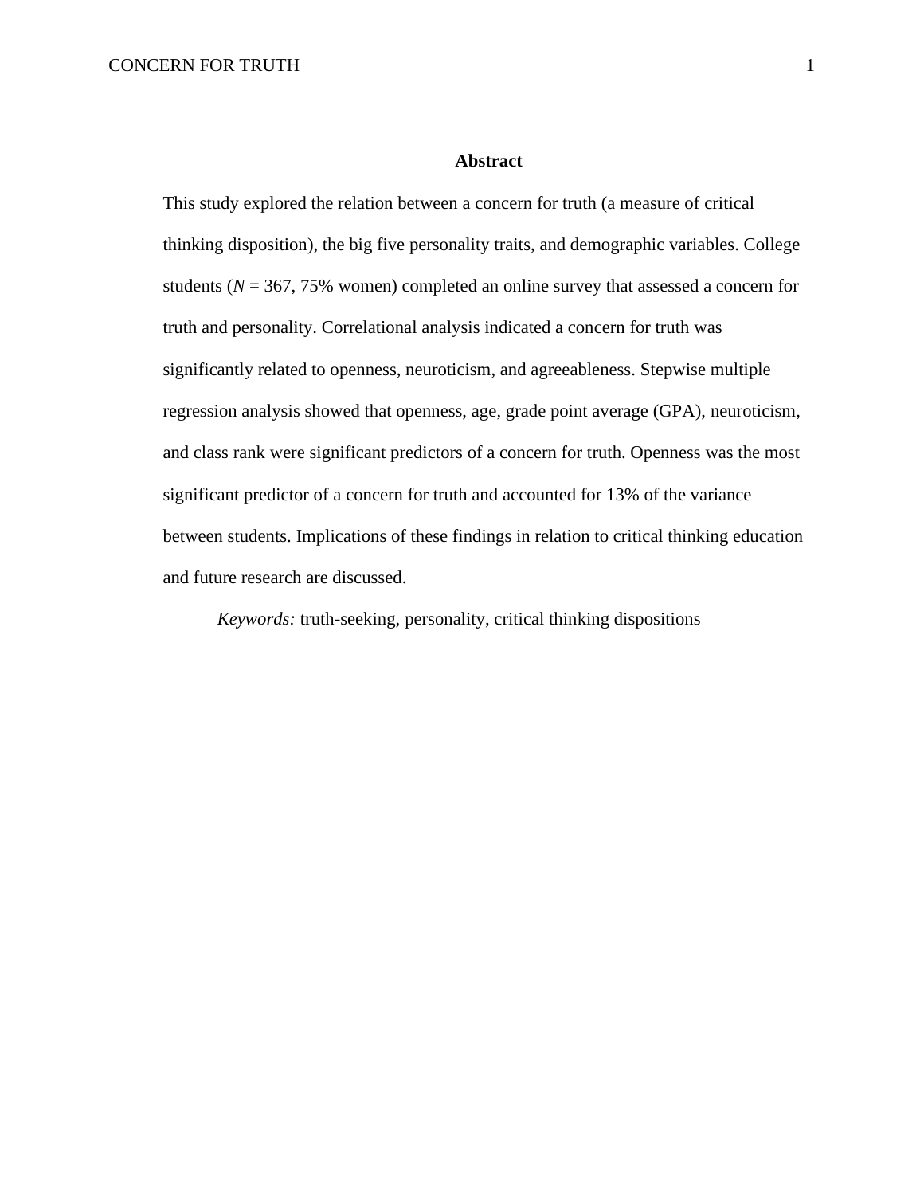## Abstract

This study explored the relation between a concern for truth (a measure of critical thinking disposition), the big five personality traits, and demographic variables. College students ($N$ = 367, 75% women) completed an online survey that assessed a concern for truth and personality. Correlational analysis indicated a concern for truth was significantly related to openness, neuroticism, and agreeableness. Stepwise multiple regression analysis showed that openness, age, grade point average (GPA), neuroticism, and class rank were significant predictors of a concern for truth. Openness was the most significant predictor of a concern for truth and accounted for 13% of the variance between students. Implications of these findings in relation to critical thinking education and future research are discussed.

*Keywords:* truth-seeking, personality, critical thinking dispositions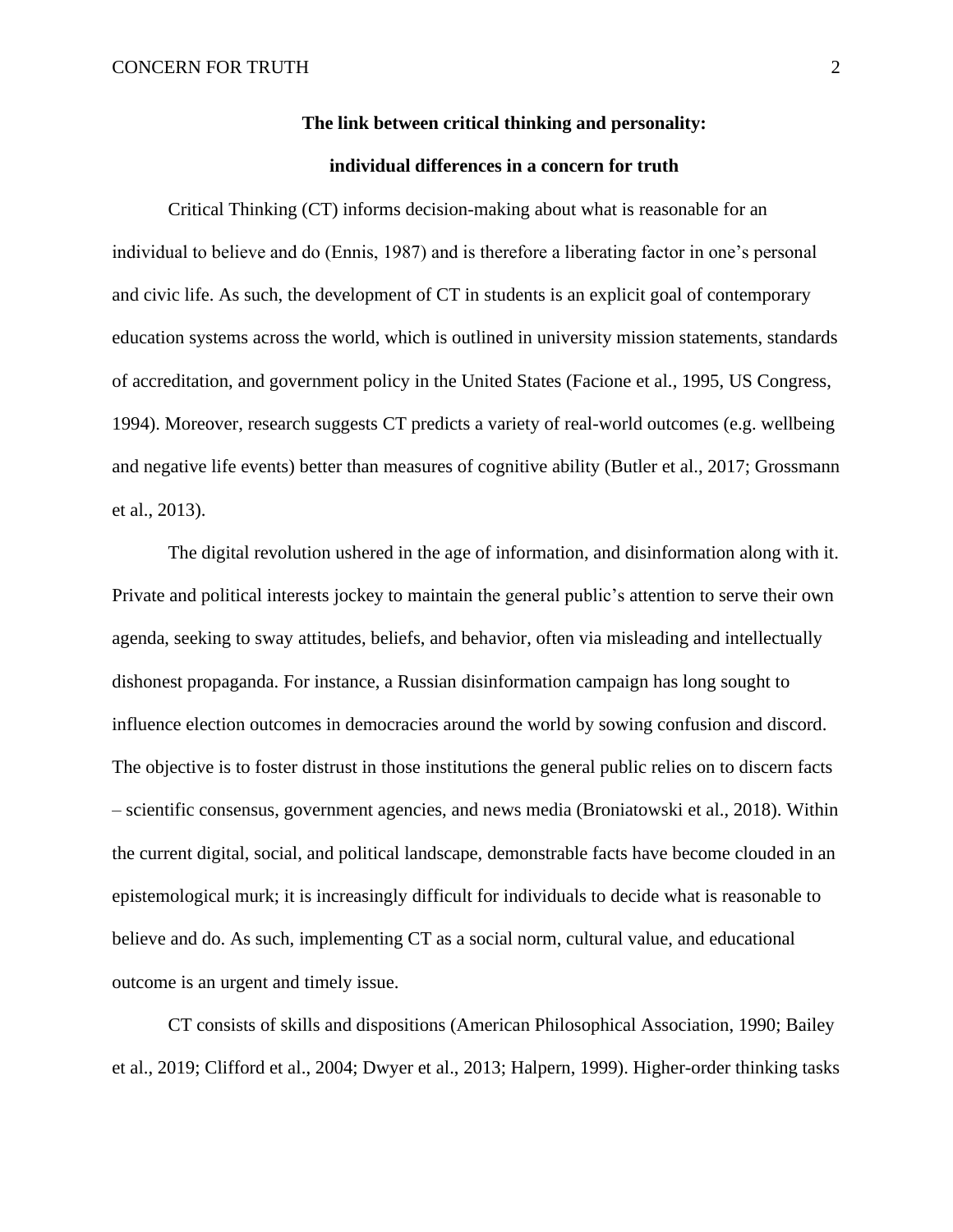# The link between critical thinking and personality: individual differences in a concern for truth

Critical Thinking (CT) informs decision-making about what is reasonable for an individual to believe and do (Ennis, 1987) and is therefore a liberating factor in one's personal and civic life. As such, the development of CT in students is an explicit goal of contemporary education systems across the world, which is outlined in university mission statements, standards of accreditation, and government policy in the United States (Facione et al., 1995, US Congress, 1994). Moreover, research suggests CT predicts a variety of real-world outcomes (e.g. wellbeing and negative life events) better than measures of cognitive ability (Butler et al., 2017; Grossmann et al., 2013).

The digital revolution ushered in the age of information, and disinformation along with it. Private and political interests jockey to maintain the general public's attention to serve their own agenda, seeking to sway attitudes, beliefs, and behavior, often via misleading and intellectually dishonest propaganda. For instance, a Russian disinformation campaign has long sought to influence election outcomes in democracies around the world by sowing confusion and discord. The objective is to foster distrust in those institutions the general public relies on to discern facts – scientific consensus, government agencies, and news media (Broniatowski et al., 2018). Within the current digital, social, and political landscape, demonstrable facts have become clouded in an epistemological murk; it is increasingly difficult for individuals to decide what is reasonable to believe and do. As such, implementing CT as a social norm, cultural value, and educational outcome is an urgent and timely issue.

CT consists of skills and dispositions (American Philosophical Association, 1990; Bailey et al., 2019; Clifford et al., 2004; Dwyer et al., 2013; Halpern, 1999). Higher-order thinking tasks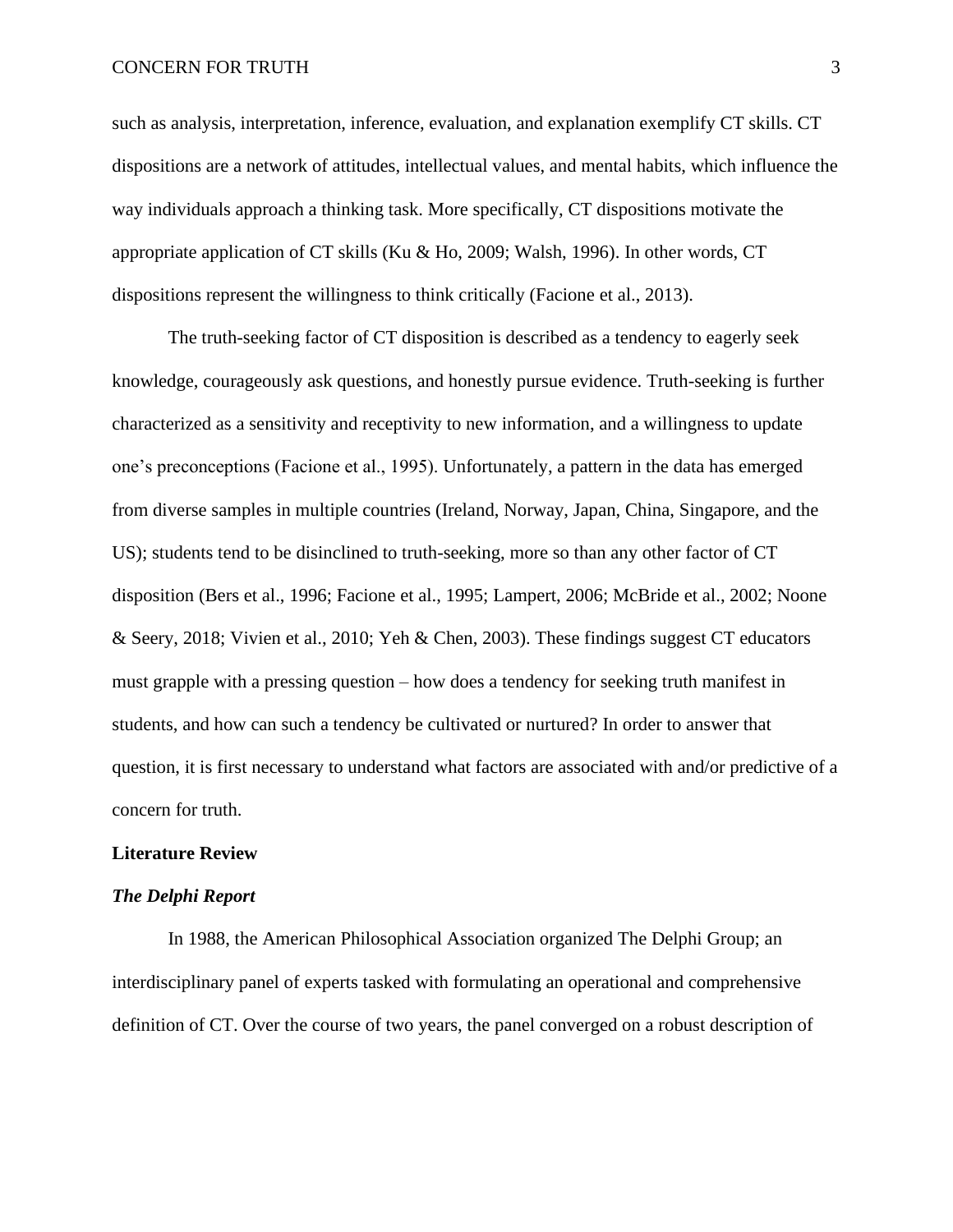such as analysis, interpretation, inference, evaluation, and explanation exemplify CT skills. CT dispositions are a network of attitudes, intellectual values, and mental habits, which influence the way individuals approach a thinking task. More specifically, CT dispositions motivate the appropriate application of CT skills (Ku & Ho, 2009; Walsh, 1996). In other words, CT dispositions represent the willingness to think critically (Facione et al., 2013).

The truth-seeking factor of CT disposition is described as a tendency to eagerly seek knowledge, courageously ask questions, and honestly pursue evidence. Truth-seeking is further characterized as a sensitivity and receptivity to new information, and a willingness to update one's preconceptions (Facione et al., 1995). Unfortunately, a pattern in the data has emerged from diverse samples in multiple countries (Ireland, Norway, Japan, China, Singapore, and the US); students tend to be disinclined to truth-seeking, more so than any other factor of CT disposition (Bers et al., 1996; Facione et al., 1995; Lampert, 2006; McBride et al., 2002; Noone & Seery, 2018; Vivien et al., 2010; Yeh & Chen, 2003). These findings suggest CT educators must grapple with a pressing question – how does a tendency for seeking truth manifest in students, and how can such a tendency be cultivated or nurtured? In order to answer that question, it is first necessary to understand what factors are associated with and/or predictive of a concern for truth.

## Literature Review

### *The Delphi Report*

In 1988, the American Philosophical Association organized The Delphi Group; an interdisciplinary panel of experts tasked with formulating an operational and comprehensive definition of CT. Over the course of two years, the panel converged on a robust description of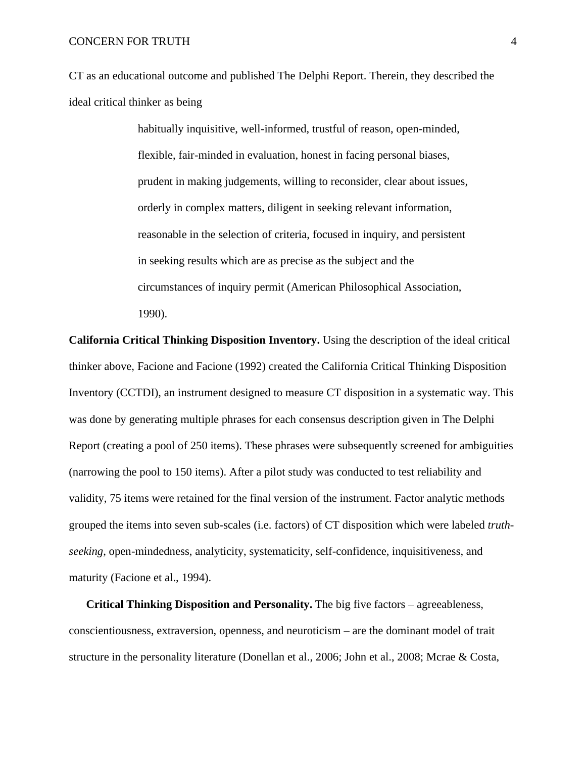CT as an educational outcome and published The Delphi Report. Therein, they described the ideal critical thinker as being

> habitually inquisitive, well-informed, trustful of reason, open-minded, flexible, fair-minded in evaluation, honest in facing personal biases, prudent in making judgements, willing to reconsider, clear about issues, orderly in complex matters, diligent in seeking relevant information, reasonable in the selection of criteria, focused in inquiry, and persistent in seeking results which are as precise as the subject and the circumstances of inquiry permit (American Philosophical Association, 1990).

**California Critical Thinking Disposition Inventory.** Using the description of the ideal critical thinker above, Facione and Facione (1992) created the California Critical Thinking Disposition Inventory (CCTDI), an instrument designed to measure CT disposition in a systematic way. This was done by generating multiple phrases for each consensus description given in The Delphi Report (creating a pool of 250 items). These phrases were subsequently screened for ambiguities (narrowing the pool to 150 items). After a pilot study was conducted to test reliability and validity, 75 items were retained for the final version of the instrument. Factor analytic methods grouped the items into seven sub-scales (i.e. factors) of CT disposition which were labeled *truth-seeking*, open-mindedness, analyticity, systematicity, self-confidence, inquisitiveness, and maturity (Facione et al., 1994).

**Critical Thinking Disposition and Personality.** The big five factors – agreeableness, conscientiousness, extraversion, openness, and neuroticism – are the dominant model of trait structure in the personality literature (Donellan et al., 2006; John et al., 2008; Mcrae & Costa,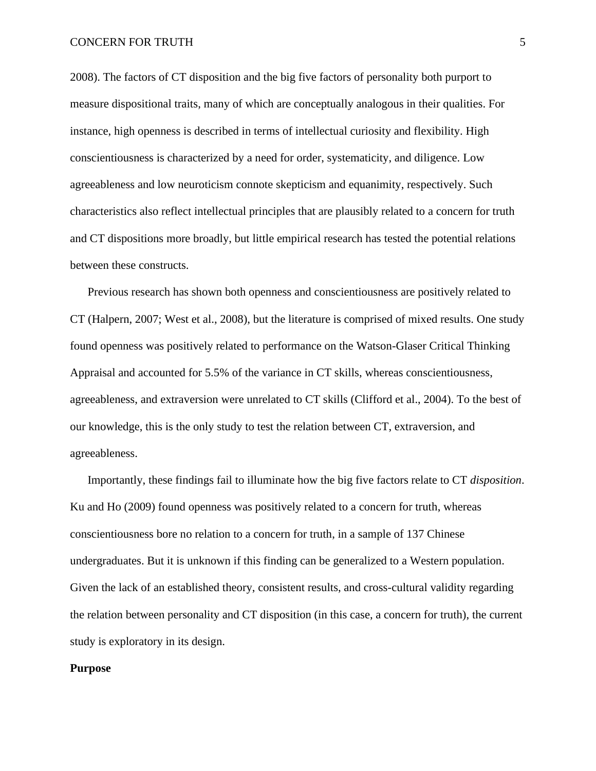2008). The factors of CT disposition and the big five factors of personality both purport to measure dispositional traits, many of which are conceptually analogous in their qualities. For instance, high openness is described in terms of intellectual curiosity and flexibility. High conscientiousness is characterized by a need for order, systematicity, and diligence. Low agreeableness and low neuroticism connote skepticism and equanimity, respectively. Such characteristics also reflect intellectual principles that are plausibly related to a concern for truth and CT dispositions more broadly, but little empirical research has tested the potential relations between these constructs.

Previous research has shown both openness and conscientiousness are positively related to CT (Halpern, 2007; West et al., 2008), but the literature is comprised of mixed results. One study found openness was positively related to performance on the Watson-Glaser Critical Thinking Appraisal and accounted for 5.5% of the variance in CT skills, whereas conscientiousness, agreeableness, and extraversion were unrelated to CT skills (Clifford et al., 2004). To the best of our knowledge, this is the only study to test the relation between CT, extraversion, and agreeableness.

Importantly, these findings fail to illuminate how the big five factors relate to CT *disposition*. Ku and Ho (2009) found openness was positively related to a concern for truth, whereas conscientiousness bore no relation to a concern for truth, in a sample of 137 Chinese undergraduates. But it is unknown if this finding can be generalized to a Western population. Given the lack of an established theory, consistent results, and cross-cultural validity regarding the relation between personality and CT disposition (in this case, a concern for truth), the current study is exploratory in its design.

**Purpose**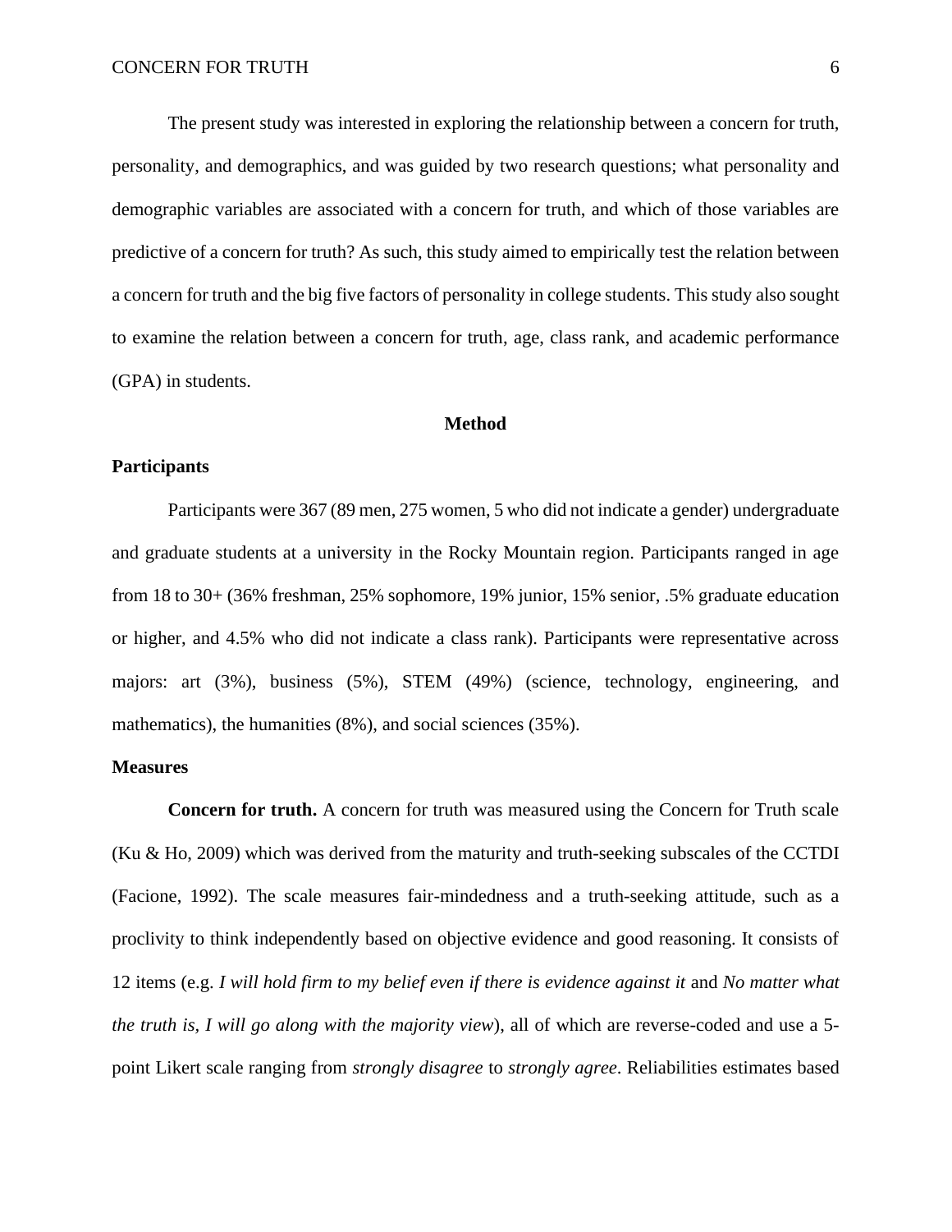The present study was interested in exploring the relationship between a concern for truth, personality, and demographics, and was guided by two research questions; what personality and demographic variables are associated with a concern for truth, and which of those variables are predictive of a concern for truth? As such, this study aimed to empirically test the relation between a concern for truth and the big five factors of personality in college students. This study also sought to examine the relation between a concern for truth, age, class rank, and academic performance (GPA) in students.

## Method

### Participants

Participants were 367 (89 men, 275 women, 5 who did not indicate a gender) undergraduate and graduate students at a university in the Rocky Mountain region. Participants ranged in age from 18 to 30+ (36% freshman, 25% sophomore, 19% junior, 15% senior, .5% graduate education or higher, and 4.5% who did not indicate a class rank). Participants were representative across majors: art (3%), business (5%), STEM (49%) (science, technology, engineering, and mathematics), the humanities (8%), and social sciences (35%).

### Measures

**Concern for truth.** A concern for truth was measured using the Concern for Truth scale (Ku & Ho, 2009) which was derived from the maturity and truth-seeking subscales of the CCTDI (Facione, 1992). The scale measures fair-mindedness and a truth-seeking attitude, such as a proclivity to think independently based on objective evidence and good reasoning. It consists of 12 items (e.g. *I will hold firm to my belief even if there is evidence against it* and *No matter what the truth is, I will go along with the majority view*), all of which are reverse-coded and use a 5-point Likert scale ranging from *strongly disagree* to *strongly agree*. Reliabilities estimates based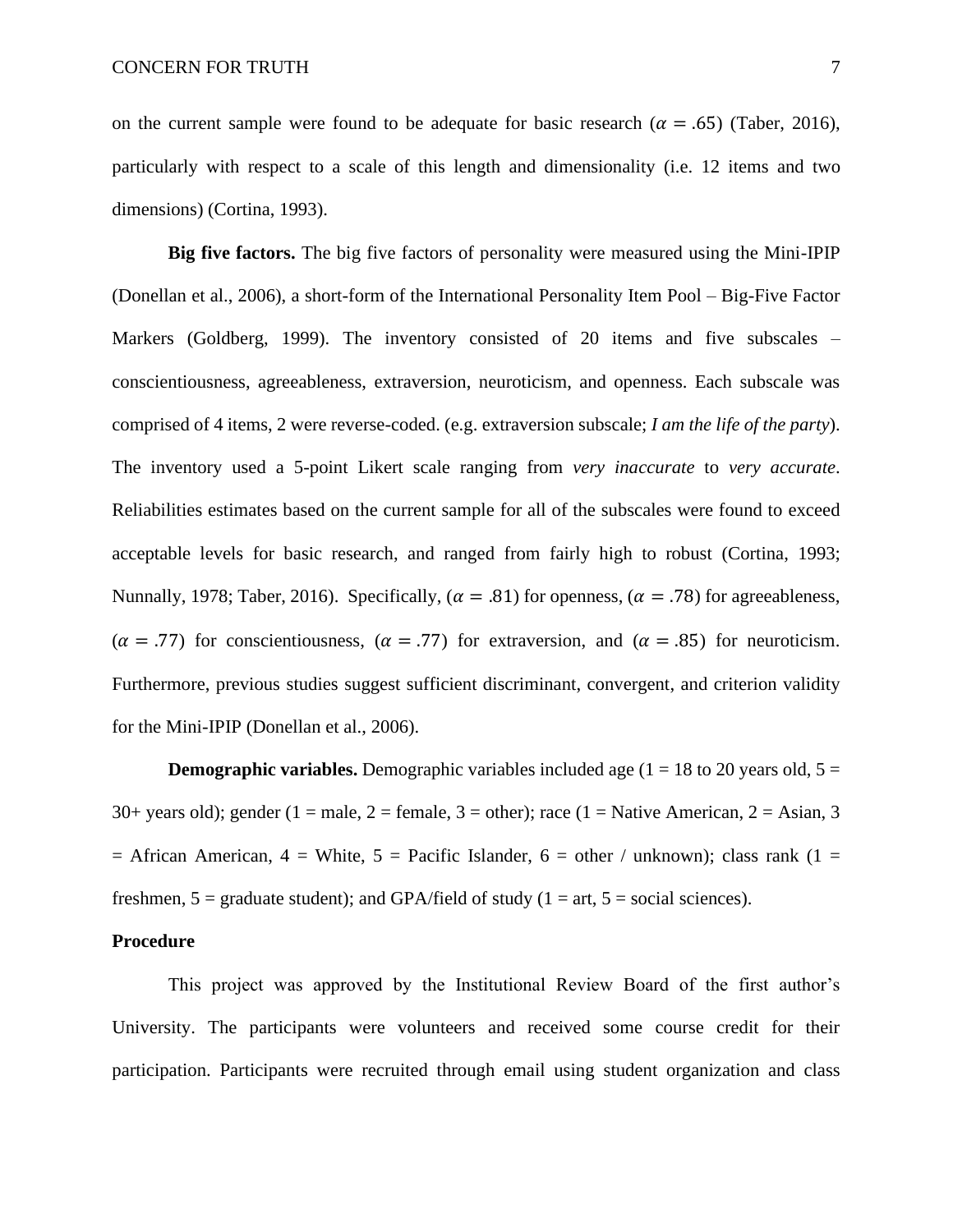on the current sample were found to be adequate for basic research ($\alpha = .65$) (Taber, 2016), particularly with respect to a scale of this length and dimensionality (i.e. 12 items and two dimensions) (Cortina, 1993).

**Big five factors.** The big five factors of personality were measured using the Mini-IPIP (Donellan et al., 2006), a short-form of the International Personality Item Pool – Big-Five Factor Markers (Goldberg, 1999). The inventory consisted of 20 items and five subscales – conscientiousness, agreeableness, extraversion, neuroticism, and openness. Each subscale was comprised of 4 items, 2 were reverse-coded. (e.g. extraversion subscale; *I am the life of the party*). The inventory used a 5-point Likert scale ranging from *very inaccurate* to *very accurate*. Reliabilities estimates based on the current sample for all of the subscales were found to exceed acceptable levels for basic research, and ranged from fairly high to robust (Cortina, 1993; Nunnally, 1978; Taber, 2016). Specifically, ($\alpha = .81$) for openness, ($\alpha = .78$) for agreeableness, ($\alpha = .77$) for conscientiousness, ($\alpha = .77$) for extraversion, and ($\alpha = .85$) for neuroticism. Furthermore, previous studies suggest sufficient discriminant, convergent, and criterion validity for the Mini-IPIP (Donellan et al., 2006).

**Demographic variables.** Demographic variables included age (1 = 18 to 20 years old, 5 = 30+ years old); gender (1 = male, 2 = female, 3 = other); race (1 = Native American, 2 = Asian, 3 = African American, 4 = White, 5 = Pacific Islander, 6 = other / unknown); class rank (1 = freshmen, 5 = graduate student); and GPA/field of study (1 = art, 5 = social sciences).

**Procedure**

This project was approved by the Institutional Review Board of the first author's University. The participants were volunteers and received some course credit for their participation. Participants were recruited through email using student organization and class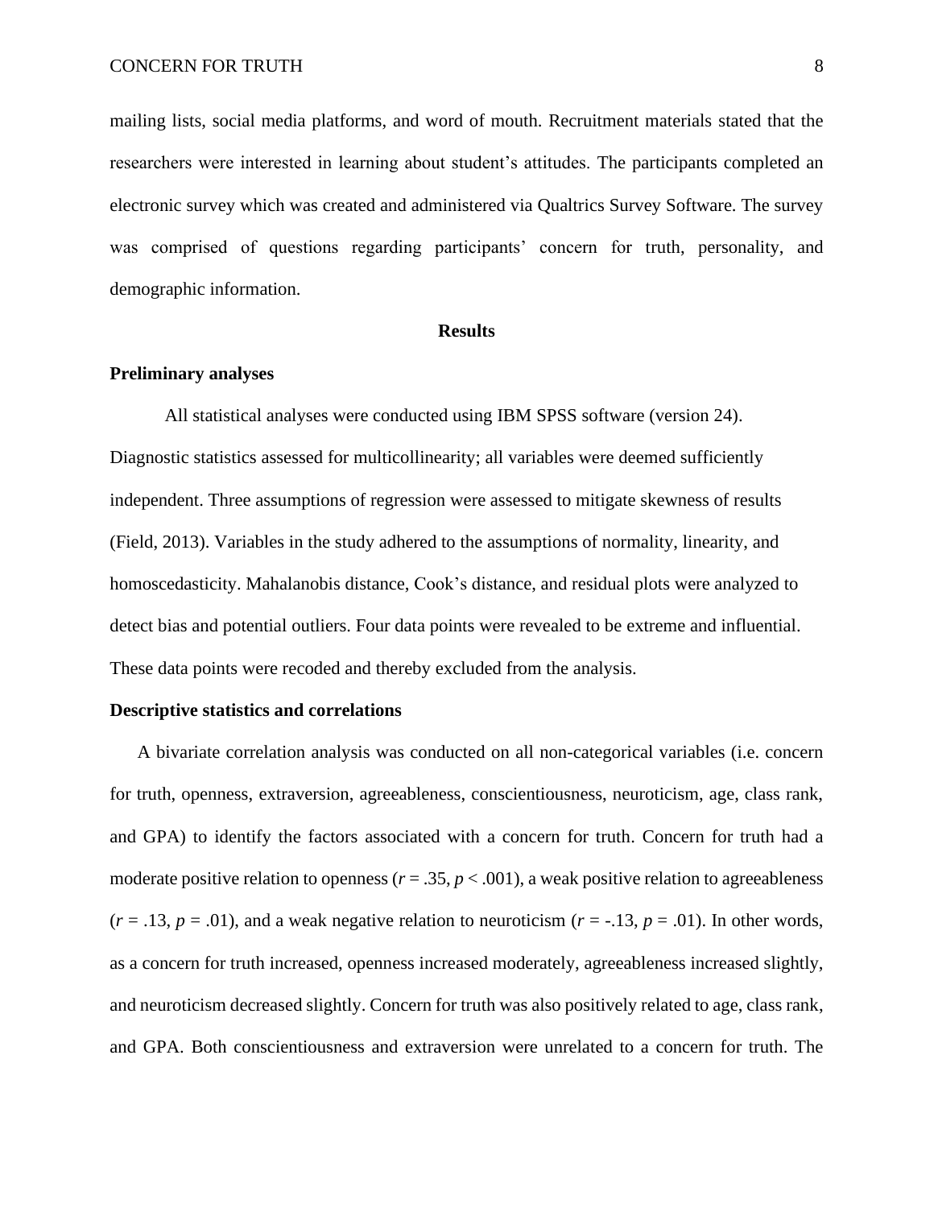mailing lists, social media platforms, and word of mouth. Recruitment materials stated that the researchers were interested in learning about student's attitudes. The participants completed an electronic survey which was created and administered via Qualtrics Survey Software. The survey was comprised of questions regarding participants' concern for truth, personality, and demographic information.

## Results

### Preliminary analyses

All statistical analyses were conducted using IBM SPSS software (version 24). Diagnostic statistics assessed for multicollinearity; all variables were deemed sufficiently independent. Three assumptions of regression were assessed to mitigate skewness of results (Field, 2013). Variables in the study adhered to the assumptions of normality, linearity, and homoscedasticity. Mahalanobis distance, Cook's distance, and residual plots were analyzed to detect bias and potential outliers. Four data points were revealed to be extreme and influential. These data points were recoded and thereby excluded from the analysis.

### Descriptive statistics and correlations

A bivariate correlation analysis was conducted on all non-categorical variables (i.e. concern for truth, openness, extraversion, agreeableness, conscientiousness, neuroticism, age, class rank, and GPA) to identify the factors associated with a concern for truth. Concern for truth had a moderate positive relation to openness ($r = .35$, $p < .001$), a weak positive relation to agreeableness ($r = .13$, $p = .01$), and a weak negative relation to neuroticism ($r = -.13$, $p = .01$). In other words, as a concern for truth increased, openness increased moderately, agreeableness increased slightly, and neuroticism decreased slightly. Concern for truth was also positively related to age, class rank, and GPA. Both conscientiousness and extraversion were unrelated to a concern for truth. The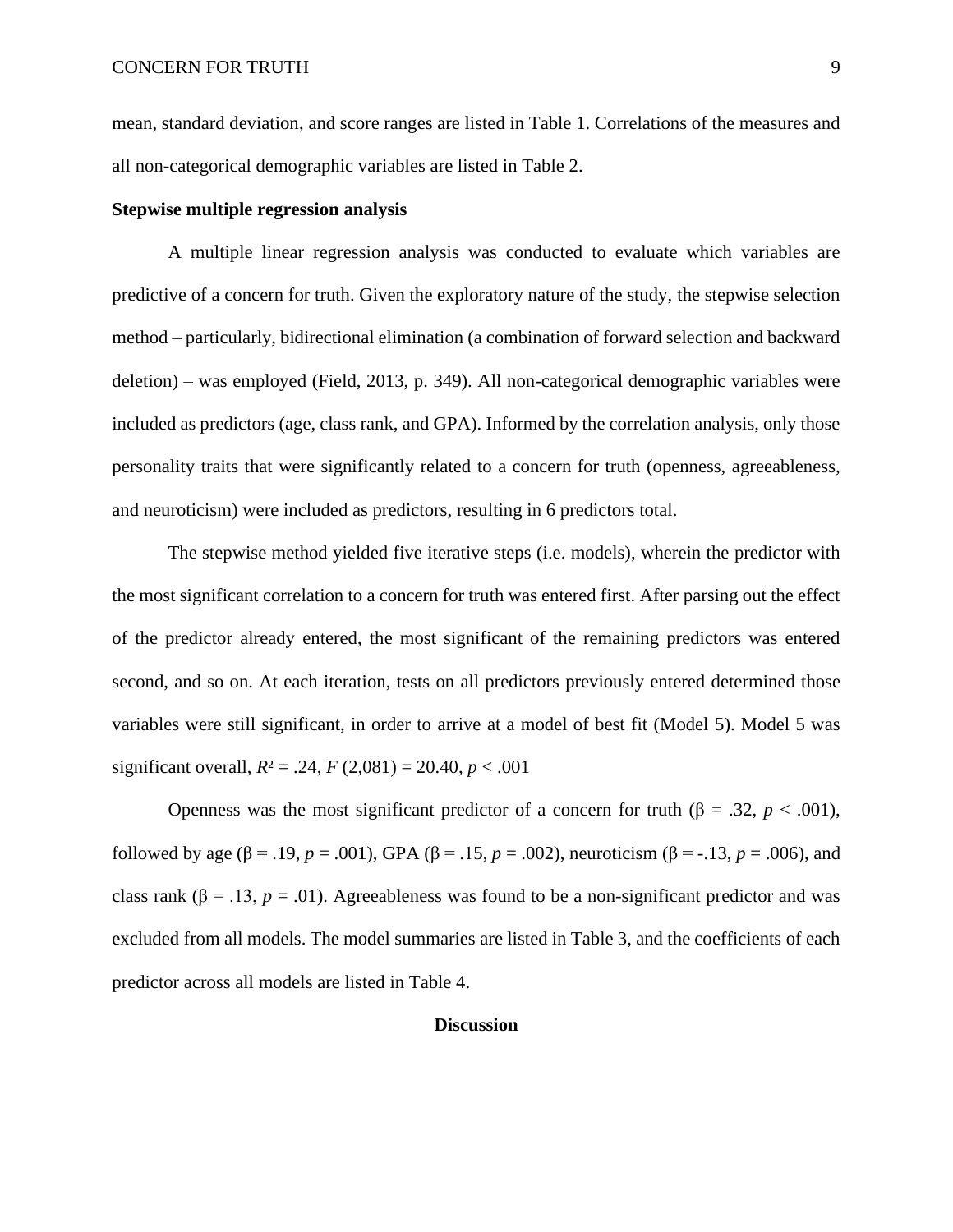mean, standard deviation, and score ranges are listed in Table 1. Correlations of the measures and all non-categorical demographic variables are listed in Table 2.

**Stepwise multiple regression analysis**

A multiple linear regression analysis was conducted to evaluate which variables are predictive of a concern for truth. Given the exploratory nature of the study, the stepwise selection method – particularly, bidirectional elimination (a combination of forward selection and backward deletion) – was employed (Field, 2013, p. 349). All non-categorical demographic variables were included as predictors (age, class rank, and GPA). Informed by the correlation analysis, only those personality traits that were significantly related to a concern for truth (openness, agreeableness, and neuroticism) were included as predictors, resulting in 6 predictors total.

The stepwise method yielded five iterative steps (i.e. models), wherein the predictor with the most significant correlation to a concern for truth was entered first. After parsing out the effect of the predictor already entered, the most significant of the remaining predictors was entered second, and so on. At each iteration, tests on all predictors previously entered determined those variables were still significant, in order to arrive at a model of best fit (Model 5). Model 5 was significant overall, $R^2 = .24$, $F$ (2,081) = 20.40, $p < .001$

Openness was the most significant predictor of a concern for truth ($\beta = .32$, $p < .001$), followed by age ($\beta = .19$, $p = .001$), GPA ($\beta = .15$, $p = .002$), neuroticism ($\beta = -.13$, $p = .006$), and class rank ($\beta = .13$, $p = .01$). Agreeableness was found to be a non-significant predictor and was excluded from all models. The model summaries are listed in Table 3, and the coefficients of each predictor across all models are listed in Table 4.

## Discussion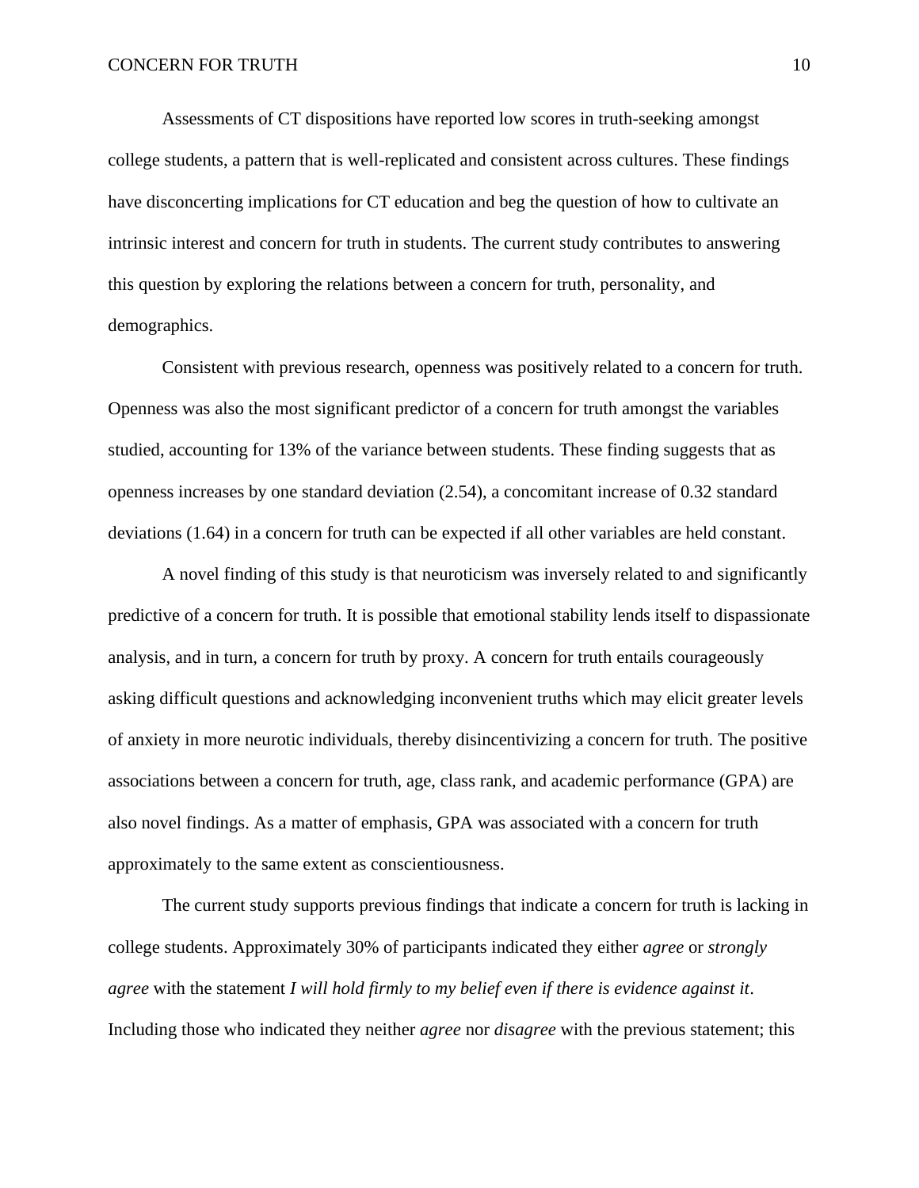Assessments of CT dispositions have reported low scores in truth-seeking amongst college students, a pattern that is well-replicated and consistent across cultures. These findings have disconcerting implications for CT education and beg the question of how to cultivate an intrinsic interest and concern for truth in students. The current study contributes to answering this question by exploring the relations between a concern for truth, personality, and demographics.

Consistent with previous research, openness was positively related to a concern for truth. Openness was also the most significant predictor of a concern for truth amongst the variables studied, accounting for 13% of the variance between students. These finding suggests that as openness increases by one standard deviation (2.54), a concomitant increase of 0.32 standard deviations (1.64) in a concern for truth can be expected if all other variables are held constant.

A novel finding of this study is that neuroticism was inversely related to and significantly predictive of a concern for truth. It is possible that emotional stability lends itself to dispassionate analysis, and in turn, a concern for truth by proxy. A concern for truth entails courageously asking difficult questions and acknowledging inconvenient truths which may elicit greater levels of anxiety in more neurotic individuals, thereby disincentivizing a concern for truth. The positive associations between a concern for truth, age, class rank, and academic performance (GPA) are also novel findings. As a matter of emphasis, GPA was associated with a concern for truth approximately to the same extent as conscientiousness.

The current study supports previous findings that indicate a concern for truth is lacking in college students. Approximately 30% of participants indicated they either *agree* or *strongly agree* with the statement *I will hold firmly to my belief even if there is evidence against it*. Including those who indicated they neither *agree* nor *disagree* with the previous statement; this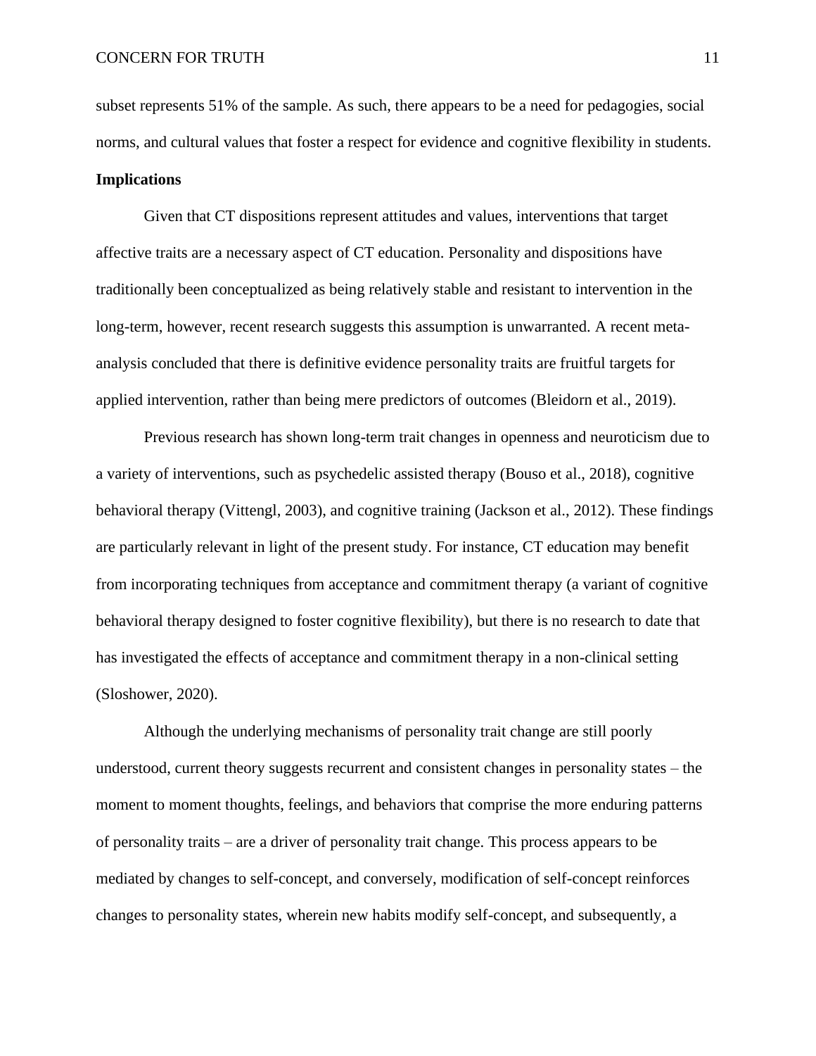subset represents 51% of the sample. As such, there appears to be a need for pedagogies, social norms, and cultural values that foster a respect for evidence and cognitive flexibility in students.

**Implications**

Given that CT dispositions represent attitudes and values, interventions that target affective traits are a necessary aspect of CT education. Personality and dispositions have traditionally been conceptualized as being relatively stable and resistant to intervention in the long-term, however, recent research suggests this assumption is unwarranted. A recent meta-analysis concluded that there is definitive evidence personality traits are fruitful targets for applied intervention, rather than being mere predictors of outcomes (Bleidorn et al., 2019).

Previous research has shown long-term trait changes in openness and neuroticism due to a variety of interventions, such as psychedelic assisted therapy (Bouso et al., 2018), cognitive behavioral therapy (Vittengl, 2003), and cognitive training (Jackson et al., 2012). These findings are particularly relevant in light of the present study. For instance, CT education may benefit from incorporating techniques from acceptance and commitment therapy (a variant of cognitive behavioral therapy designed to foster cognitive flexibility), but there is no research to date that has investigated the effects of acceptance and commitment therapy in a non-clinical setting (Sloshower, 2020).

Although the underlying mechanisms of personality trait change are still poorly understood, current theory suggests recurrent and consistent changes in personality states – the moment to moment thoughts, feelings, and behaviors that comprise the more enduring patterns of personality traits – are a driver of personality trait change. This process appears to be mediated by changes to self-concept, and conversely, modification of self-concept reinforces changes to personality states, wherein new habits modify self-concept, and subsequently, a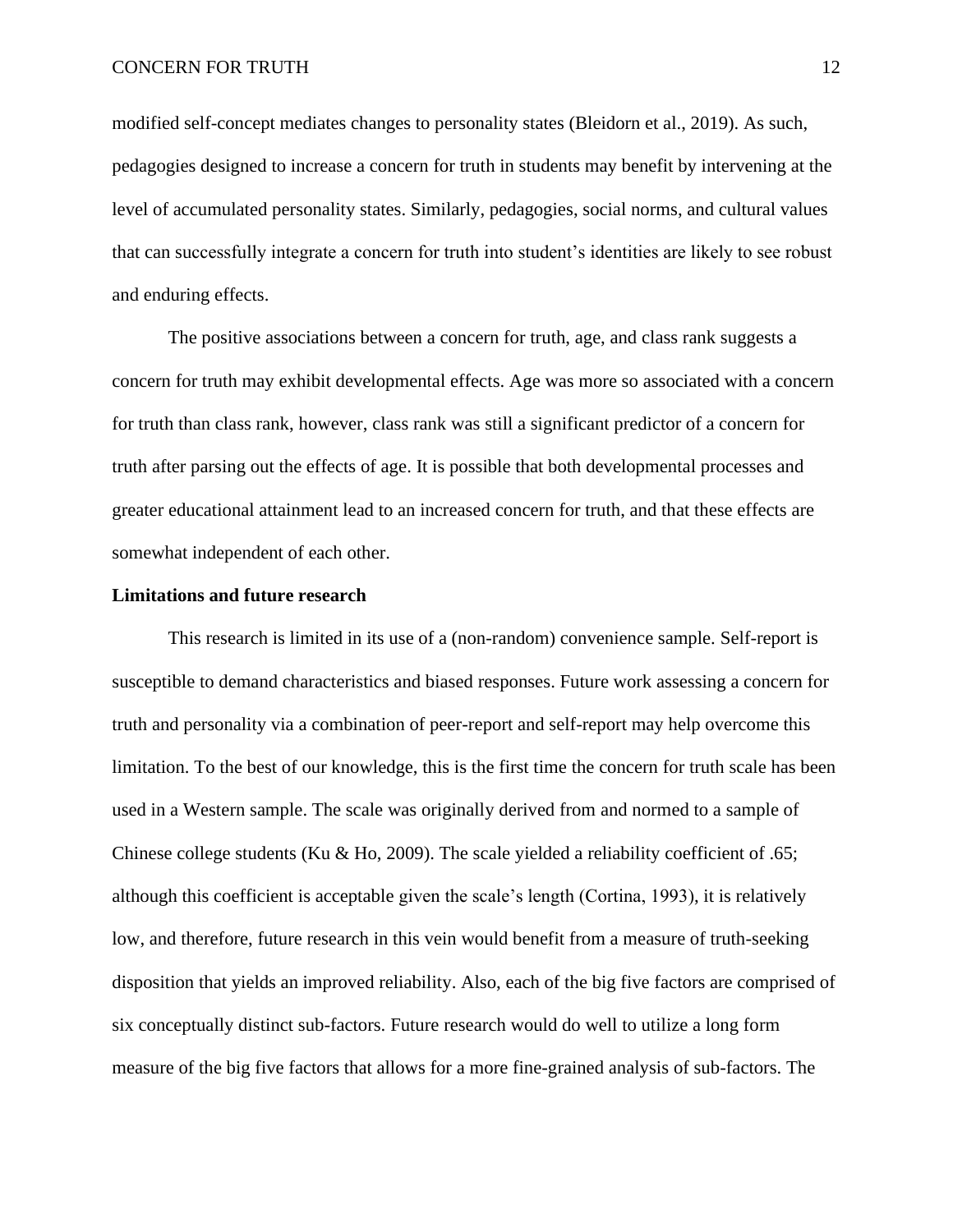modified self-concept mediates changes to personality states (Bleidorn et al., 2019). As such, pedagogies designed to increase a concern for truth in students may benefit by intervening at the level of accumulated personality states. Similarly, pedagogies, social norms, and cultural values that can successfully integrate a concern for truth into student's identities are likely to see robust and enduring effects.

The positive associations between a concern for truth, age, and class rank suggests a concern for truth may exhibit developmental effects. Age was more so associated with a concern for truth than class rank, however, class rank was still a significant predictor of a concern for truth after parsing out the effects of age. It is possible that both developmental processes and greater educational attainment lead to an increased concern for truth, and that these effects are somewhat independent of each other.

**Limitations and future research**

This research is limited in its use of a (non-random) convenience sample. Self-report is susceptible to demand characteristics and biased responses. Future work assessing a concern for truth and personality via a combination of peer-report and self-report may help overcome this limitation. To the best of our knowledge, this is the first time the concern for truth scale has been used in a Western sample. The scale was originally derived from and normed to a sample of Chinese college students (Ku & Ho, 2009). The scale yielded a reliability coefficient of .65; although this coefficient is acceptable given the scale's length (Cortina, 1993), it is relatively low, and therefore, future research in this vein would benefit from a measure of truth-seeking disposition that yields an improved reliability. Also, each of the big five factors are comprised of six conceptually distinct sub-factors. Future research would do well to utilize a long form measure of the big five factors that allows for a more fine-grained analysis of sub-factors. The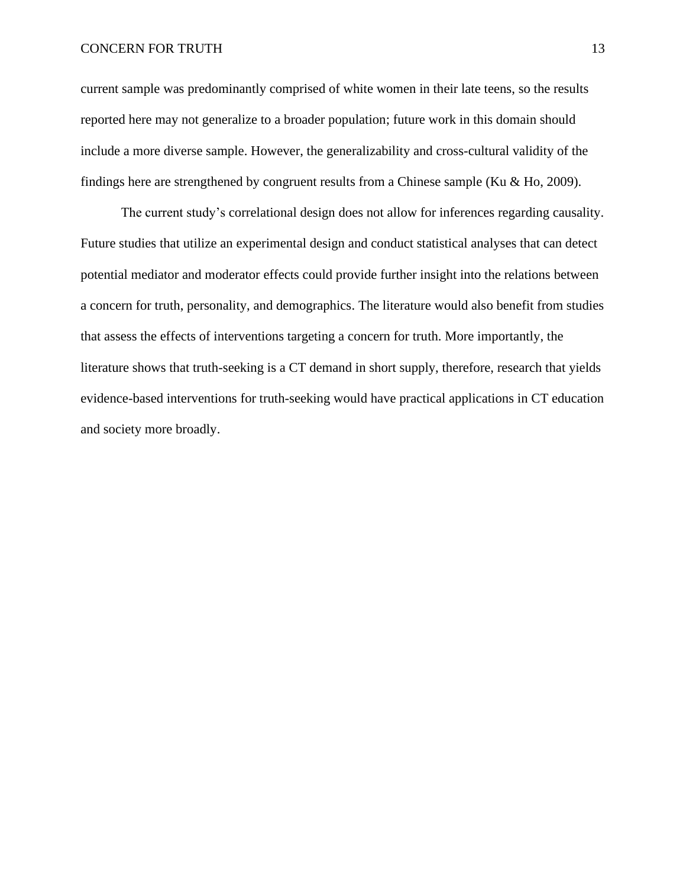current sample was predominantly comprised of white women in their late teens, so the results reported here may not generalize to a broader population; future work in this domain should include a more diverse sample. However, the generalizability and cross-cultural validity of the findings here are strengthened by congruent results from a Chinese sample (Ku & Ho, 2009).

The current study's correlational design does not allow for inferences regarding causality. Future studies that utilize an experimental design and conduct statistical analyses that can detect potential mediator and moderator effects could provide further insight into the relations between a concern for truth, personality, and demographics. The literature would also benefit from studies that assess the effects of interventions targeting a concern for truth. More importantly, the literature shows that truth-seeking is a CT demand in short supply, therefore, research that yields evidence-based interventions for truth-seeking would have practical applications in CT education and society more broadly.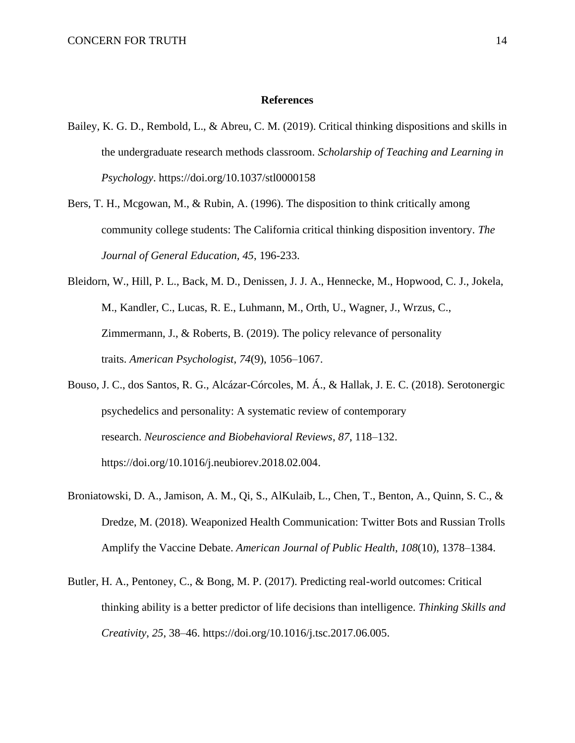## References

Bailey, K. G. D., Rembold, L., & Abreu, C. M. (2019). Critical thinking dispositions and skills in the undergraduate research methods classroom. *Scholarship of Teaching and Learning in Psychology*. https://doi.org/10.1037/stl0000158

Bers, T. H., Mcgowan, M., & Rubin, A. (1996). The disposition to think critically among community college students: The California critical thinking disposition inventory. *The Journal of General Education, 45*, 196-233.

Bleidorn, W., Hill, P. L., Back, M. D., Denissen, J. J. A., Hennecke, M., Hopwood, C. J., Jokela, M., Kandler, C., Lucas, R. E., Luhmann, M., Orth, U., Wagner, J., Wrzus, C., Zimmermann, J., & Roberts, B. (2019). The policy relevance of personality traits. *American Psychologist*, *74*(9), 1056–1067.

Bouso, J. C., dos Santos, R. G., Alcázar-Córcoles, M. Á., & Hallak, J. E. C. (2018). Serotonergic psychedelics and personality: A systematic review of contemporary research. *Neuroscience and Biobehavioral Reviews*, *87*, 118–132. https://doi.org/10.1016/j.neubiorev.2018.02.004.

Broniatowski, D. A., Jamison, A. M., Qi, S., AlKulaib, L., Chen, T., Benton, A., Quinn, S. C., & Dredze, M. (2018). Weaponized Health Communication: Twitter Bots and Russian Trolls Amplify the Vaccine Debate. *American Journal of Public Health*, *108*(10), 1378–1384.

Butler, H. A., Pentoney, C., & Bong, M. P. (2017). Predicting real-world outcomes: Critical thinking ability is a better predictor of life decisions than intelligence. *Thinking Skills and Creativity*, *25*, 38–46. https://doi.org/10.1016/j.tsc.2017.06.005.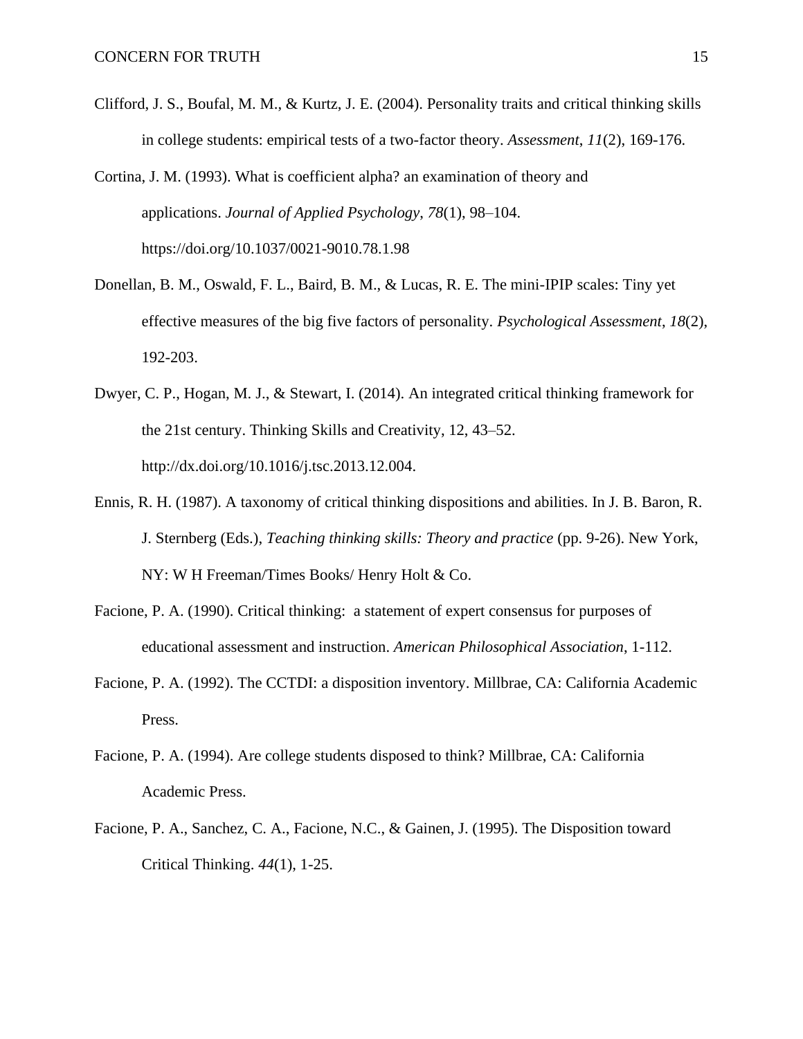Clifford, J. S., Boufal, M. M., & Kurtz, J. E. (2004). Personality traits and critical thinking skills in college students: empirical tests of a two-factor theory. *Assessment*, *11*(2), 169-176.

Cortina, J. M. (1993). What is coefficient alpha? an examination of theory and applications. *Journal of Applied Psychology*, *78*(1), 98–104. https://doi.org/10.1037/0021-9010.78.1.98

Donellan, B. M., Oswald, F. L., Baird, B. M., & Lucas, R. E. The mini-IPIP scales: Tiny yet effective measures of the big five factors of personality. *Psychological Assessment*, *18*(2), 192-203.

Dwyer, C. P., Hogan, M. J., & Stewart, I. (2014). An integrated critical thinking framework for the 21st century. Thinking Skills and Creativity, 12, 43–52. http://dx.doi.org/10.1016/j.tsc.2013.12.004.

Ennis, R. H. (1987). A taxonomy of critical thinking dispositions and abilities. In J. B. Baron, R. J. Sternberg (Eds.), *Teaching thinking skills: Theory and practice* (pp. 9-26). New York, NY: W H Freeman/Times Books/ Henry Holt & Co.

Facione, P. A. (1990). Critical thinking: a statement of expert consensus for purposes of educational assessment and instruction. *American Philosophical Association*, 1-112.

Facione, P. A. (1992). The CCTDI: a disposition inventory. Millbrae, CA: California Academic Press.

Facione, P. A. (1994). Are college students disposed to think? Millbrae, CA: California Academic Press.

Facione, P. A., Sanchez, C. A., Facione, N.C., & Gainen, J. (1995). The Disposition toward Critical Thinking. *44*(1), 1-25.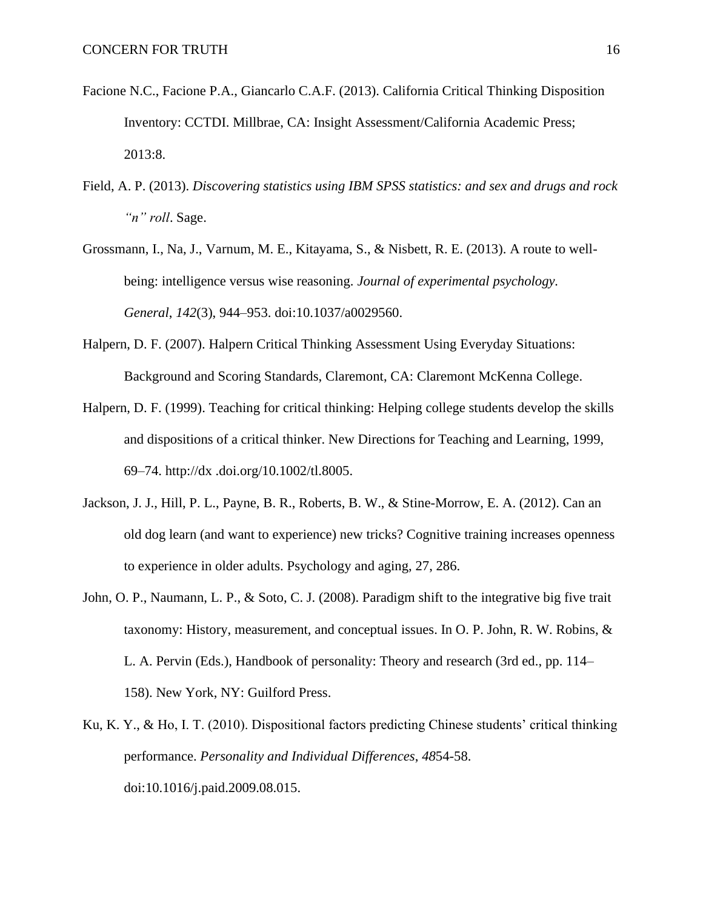Facione N.C., Facione P.A., Giancarlo C.A.F. (2013). California Critical Thinking Disposition Inventory: CCTDI. Millbrae, CA: Insight Assessment/California Academic Press; 2013:8.

Field, A. P. (2013). *Discovering statistics using IBM SPSS statistics: and sex and drugs and rock "n" roll*. Sage.

Grossmann, I., Na, J., Varnum, M. E., Kitayama, S., & Nisbett, R. E. (2013). A route to well-being: intelligence versus wise reasoning. *Journal of experimental psychology. General*, *142*(3), 944–953. doi:10.1037/a0029560.

Halpern, D. F. (2007). Halpern Critical Thinking Assessment Using Everyday Situations: Background and Scoring Standards, Claremont, CA: Claremont McKenna College.

Halpern, D. F. (1999). Teaching for critical thinking: Helping college students develop the skills and dispositions of a critical thinker. New Directions for Teaching and Learning, 1999, 69–74. http://dx .doi.org/10.1002/tl.8005.

Jackson, J. J., Hill, P. L., Payne, B. R., Roberts, B. W., & Stine-Morrow, E. A. (2012). Can an old dog learn (and want to experience) new tricks? Cognitive training increases openness to experience in older adults. Psychology and aging, 27, 286.

John, O. P., Naumann, L. P., & Soto, C. J. (2008). Paradigm shift to the integrative big five trait taxonomy: History, measurement, and conceptual issues. In O. P. John, R. W. Robins, & L. A. Pervin (Eds.), Handbook of personality: Theory and research (3rd ed., pp. 114–158). New York, NY: Guilford Press.

Ku, K. Y., & Ho, I. T. (2010). Dispositional factors predicting Chinese students' critical thinking performance. *Personality and Individual Differences*, *48*54-58. doi:10.1016/j.paid.2009.08.015.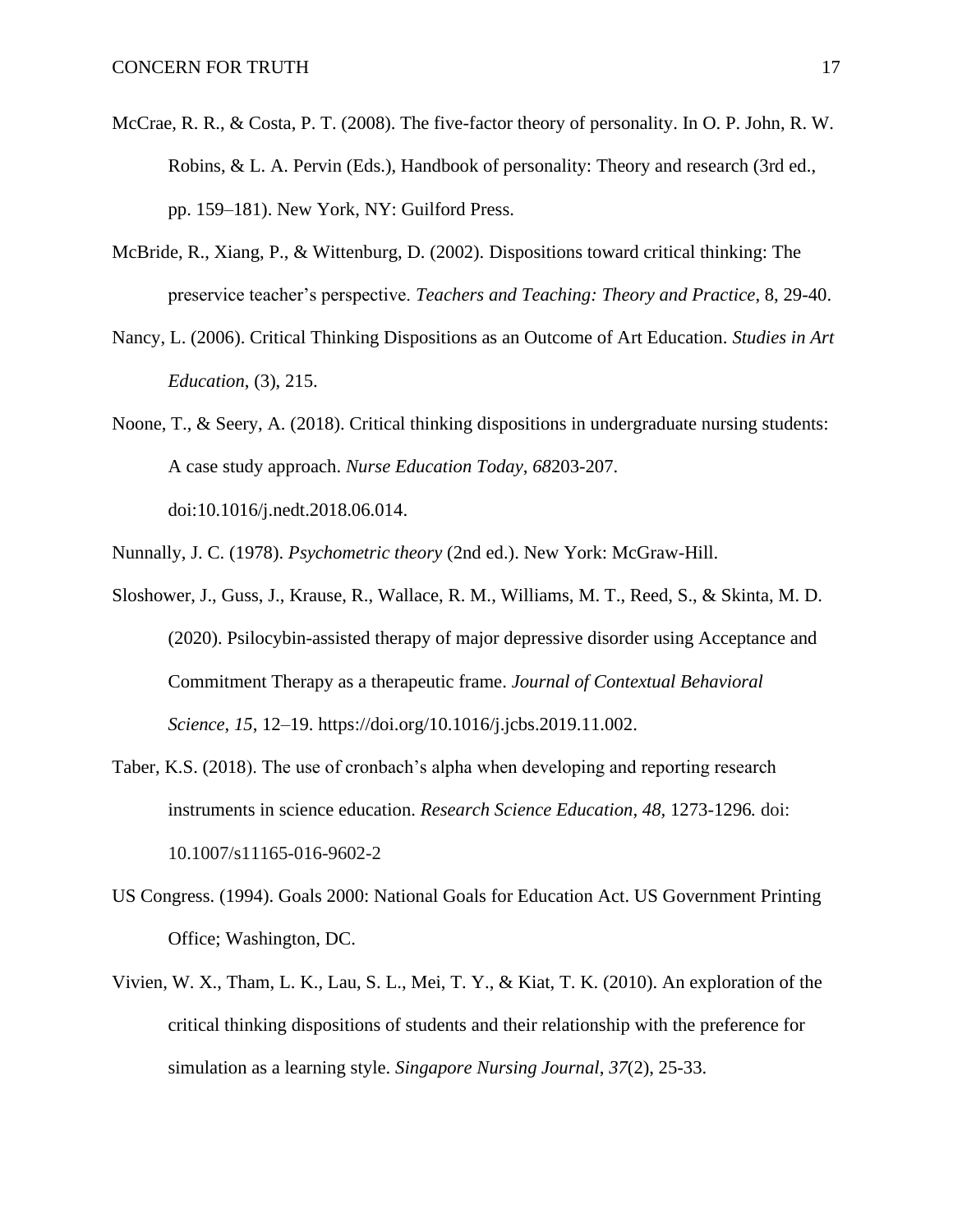McCrae, R. R., & Costa, P. T. (2008). The five-factor theory of personality. In O. P. John, R. W. Robins, & L. A. Pervin (Eds.), Handbook of personality: Theory and research (3rd ed., pp. 159–181). New York, NY: Guilford Press.

McBride, R., Xiang, P., & Wittenburg, D. (2002). Dispositions toward critical thinking: The preservice teacher's perspective. *Teachers and Teaching: Theory and Practice*, 8, 29-40.

Nancy, L. (2006). Critical Thinking Dispositions as an Outcome of Art Education. *Studies in Art Education*, (3), 215.

Noone, T., & Seery, A. (2018). Critical thinking dispositions in undergraduate nursing students: A case study approach. *Nurse Education Today*, *68*203-207. doi:10.1016/j.nedt.2018.06.014.

Nunnally, J. C. (1978). *Psychometric theory* (2nd ed.). New York: McGraw-Hill.

Sloshower, J., Guss, J., Krause, R., Wallace, R. M., Williams, M. T., Reed, S., & Skinta, M. D. (2020). Psilocybin-assisted therapy of major depressive disorder using Acceptance and Commitment Therapy as a therapeutic frame. *Journal of Contextual Behavioral Science*, *15*, 12–19. https://doi.org/10.1016/j.jcbs.2019.11.002.

Taber, K.S. (2018). The use of cronbach's alpha when developing and reporting research instruments in science education. *Research Science Education*, *48,* 1273-1296*.* doi: 10.1007/s11165-016-9602-2

US Congress. (1994). Goals 2000: National Goals for Education Act. US Government Printing Office; Washington, DC.

Vivien, W. X., Tham, L. K., Lau, S. L., Mei, T. Y., & Kiat, T. K. (2010). An exploration of the critical thinking dispositions of students and their relationship with the preference for simulation as a learning style. *Singapore Nursing Journal*, *37*(2), 25-33.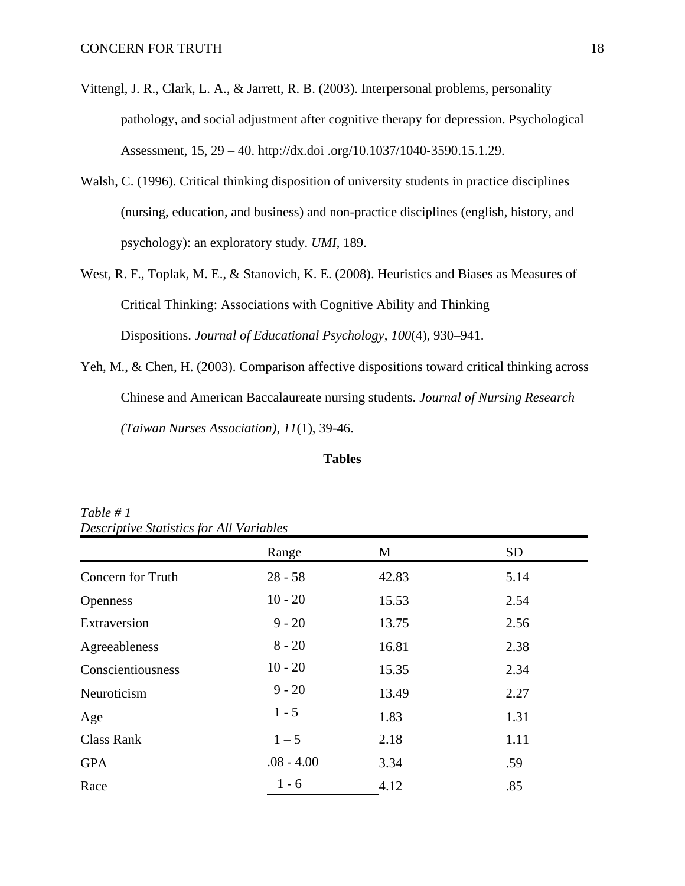Vittengl, J. R., Clark, L. A., & Jarrett, R. B. (2003). Interpersonal problems, personality pathology, and social adjustment after cognitive therapy for depression. Psychological Assessment, 15, 29 – 40. http://dx.doi .org/10.1037/1040-3590.15.1.29.

Walsh, C. (1996). Critical thinking disposition of university students in practice disciplines (nursing, education, and business) and non-practice disciplines (english, history, and psychology): an exploratory study. *UMI*, 189.

West, R. F., Toplak, M. E., & Stanovich, K. E. (2008). Heuristics and Biases as Measures of Critical Thinking: Associations with Cognitive Ability and Thinking Dispositions. *Journal of Educational Psychology*, *100*(4), 930–941.

Yeh, M., & Chen, H. (2003). Comparison affective dispositions toward critical thinking across Chinese and American Baccalaureate nursing students. *Journal of Nursing Research (Taiwan Nurses Association)*, *11*(1), 39-46.

**Tables**

*Table # 1*
*Descriptive Statistics for All Variables*

| | Range | M | SD |
|---|---|---|---|
| Concern for Truth | 28 - 58 | 42.83 | 5.14 |
| Openness | 10 - 20 | 15.53 | 2.54 |
| Extraversion | 9 - 20 | 13.75 | 2.56 |
| Agreeableness | 8 - 20 | 16.81 | 2.38 |
| Conscientiousness | 10 - 20 | 15.35 | 2.34 |
| Neuroticism | 9 - 20 | 13.49 | 2.27 |
| Age | 1 - 5 | 1.83 | 1.31 |
| Class Rank | 1 – 5 | 2.18 | 1.11 |
| GPA | .08 - 4.00 | 3.34 | .59 |
| Race | 1 - 6 | 4.12 | .85 |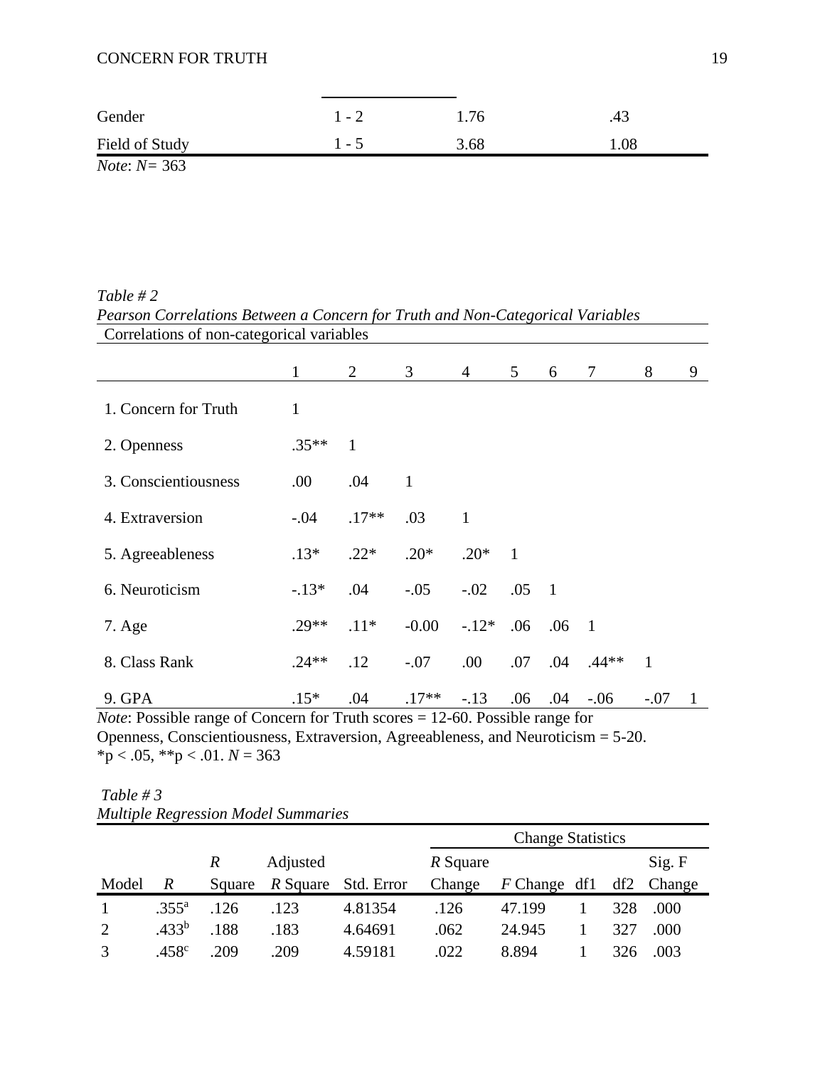| | | | |
|---|---|---|---|
| Gender | 1 - 2 | 1.76 | .43 |
| Field of Study | 1 - 5 | 3.68 | 1.08 |

*Note*: *N*= 363

*Table # 2*

*Pearson Correlations Between a Concern for Truth and Non-Categorical Variables*

Correlations of non-categorical variables

| | 1 | 2 | 3 | 4 | 5 | 6 | 7 | 8 | 9 |
|---|---|---|---|---|---|---|---|---|---|
| 1. Concern for Truth | 1 | | | | | | | | |
| 2. Openness | .35** | 1 | | | | | | | |
| 3. Conscientiousness | .00 | .04 | 1 | | | | | | |
| 4. Extraversion | -.04 | .17** | .03 | 1 | | | | | |
| 5. Agreeableness | .13* | .22* | .20* | .20* | 1 | | | | |
| 6. Neuroticism | -.13* | .04 | -.05 | -.02 | .05 | 1 | | | |
| 7. Age | .29** | .11* | -0.00 | -.12* | .06 | .06 | 1 | | |
| 8. Class Rank | .24** | .12 | -.07 | .00 | .07 | .04 | .44** | 1 | |
| 9. GPA | .15* | .04 | .17** | -.13 | .06 | .04 | -.06 | -.07 | 1 |

*Note*: Possible range of Concern for Truth scores = 12-60. Possible range for Openness, Conscientiousness, Extraversion, Agreeableness, and Neuroticism = 5-20. *p < .05, **p < .01. *N* = 363

*Table # 3*

*Multiple Regression Model Summaries*

| | | | | | Change Statistics | | | | |
|---|---|---|---|---|---|---|---|---|---|
| Model | *R* | *R* Square | Adjusted *R* Square | Std. Error | *R* Square Change | *F* Change | df1 | df2 | Sig. F Change |
| 1 | .355[a] | .126 | .123 | 4.81354 | .126 | 47.199 | 1 | 328 | .000 |
| 2 | .433[b] | .188 | .183 | 4.64691 | .062 | 24.945 | 1 | 327 | .000 |
| 3 | .458[c] | .209 | .209 | 4.59181 | .022 | 8.894 | 1 | 326 | .003 |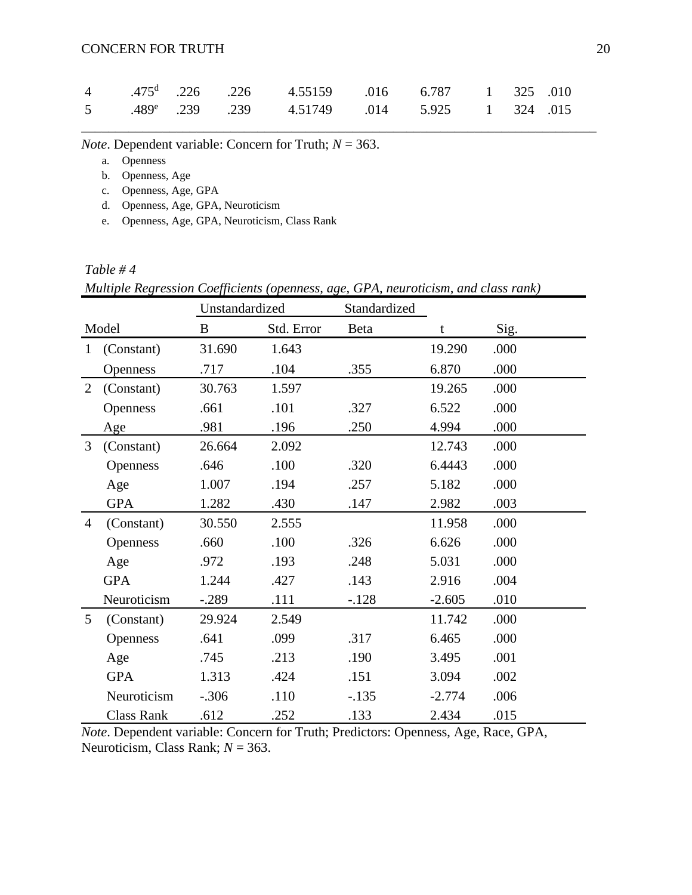| | | | | | | | | | |
|---|---|---|---|---|---|---|---|---|---|
| 4 | .475[d] | .226 | .226 | 4.55159 | .016 | 6.787 | 1 | 325 | .010 |
| 5 | .489[e] | .239 | .239 | 4.51749 | .014 | 5.925 | 1 | 324 | .015 |

*Note*. Dependent variable: Concern for Truth; *N* = 363.

a. Openness
b. Openness, Age
c. Openness, Age, GPA
d. Openness, Age, GPA, Neuroticism
e. Openness, Age, GPA, Neuroticism, Class Rank

*Table # 4*

*Multiple Regression Coefficients (openness, age, GPA, neuroticism, and class rank)*

| | | Unstandardized | | Standardized | | |
|---|---|---|---|---|---|---|
| Model | | B | Std. Error | Beta | t | Sig. |
| 1 | (Constant) | 31.690 | 1.643 | | 19.290 | .000 |
| | Openness | .717 | .104 | .355 | 6.870 | .000 |
| 2 | (Constant) | 30.763 | 1.597 | | 19.265 | .000 |
| | Openness | .661 | .101 | .327 | 6.522 | .000 |
| | Age | .981 | .196 | .250 | 4.994 | .000 |
| 3 | (Constant) | 26.664 | 2.092 | | 12.743 | .000 |
| | Openness | .646 | .100 | .320 | 6.4443 | .000 |
| | Age | 1.007 | .194 | .257 | 5.182 | .000 |
| | GPA | 1.282 | .430 | .147 | 2.982 | .003 |
| 4 | (Constant) | 30.550 | 2.555 | | 11.958 | .000 |
| | Openness | .660 | .100 | .326 | 6.626 | .000 |
| | Age | .972 | .193 | .248 | 5.031 | .000 |
| | GPA | 1.244 | .427 | .143 | 2.916 | .004 |
| | Neuroticism | -.289 | .111 | -.128 | -2.605 | .010 |
| 5 | (Constant) | 29.924 | 2.549 | | 11.742 | .000 |
| | Openness | .641 | .099 | .317 | 6.465 | .000 |
| | Age | .745 | .213 | .190 | 3.495 | .001 |
| | GPA | 1.313 | .424 | .151 | 3.094 | .002 |
| | Neuroticism | -.306 | .110 | -.135 | -2.774 | .006 |
| | Class Rank | .612 | .252 | .133 | 2.434 | .015 |

*Note*. Dependent variable: Concern for Truth; Predictors: Openness, Age, Race, GPA, Neuroticism, Class Rank; *N* = 363.